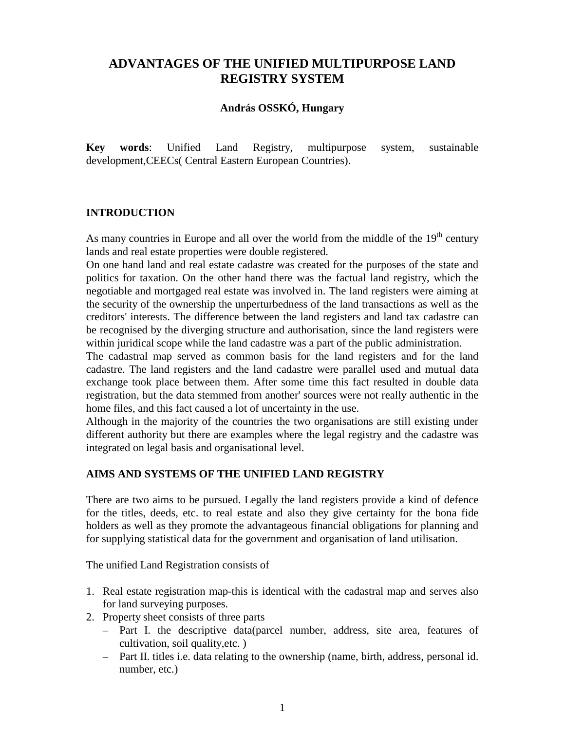# ADVANTAGES OF THE UNIFIED MULTIPURPOSE LAND REGISTRY SYSTEM

**András OSSKÓ, Hungary**

**Key words**: Unified Land Registry, multipurpose system, sustainable development,CEECs( Central Eastern European Countries).

## INTRODUCTION

As many countries in Europe and all over the world from the middle of the 19th century lands and real estate properties were double registered.

On one hand land and real estate cadastre was created for the purposes of the state and politics for taxation. On the other hand there was the factual land registry, which the negotiable and mortgaged real estate was involved in. The land registers were aiming at the security of the ownership the unperturbedness of the land transactions as well as the creditors' interests. The difference between the land registers and land tax cadastre can be recognised by the diverging structure and authorisation, since the land registers were within juridical scope while the land cadastre was a part of the public administration.

The cadastral map served as common basis for the land registers and for the land cadastre. The land registers and the land cadastre were parallel used and mutual data exchange took place between them. After some time this fact resulted in double data registration, but the data stemmed from another' sources were not really authentic in the home files, and this fact caused a lot of uncertainty in the use.

Although in the majority of the countries the two organisations are still existing under different authority but there are examples where the legal registry and the cadastre was integrated on legal basis and organisational level.

## AIMS AND SYSTEMS OF THE UNIFIED LAND REGISTRY

There are two aims to be pursued. Legally the land registers provide a kind of defence for the titles, deeds, etc. to real estate and also they give certainty for the bona fide holders as well as they promote the advantageous financial obligations for planning and for supplying statistical data for the government and organisation of land utilisation.

The unified Land Registration consists of

1. Real estate registration map-this is identical with the cadastral map and serves also for land surveying purposes.
2. Property sheet consists of three parts
   - Part I. the descriptive data(parcel number, address, site area, features of cultivation, soil quality,etc. )
   - Part II. titles i.e. data relating to the ownership (name, birth, address, personal id. number, etc.)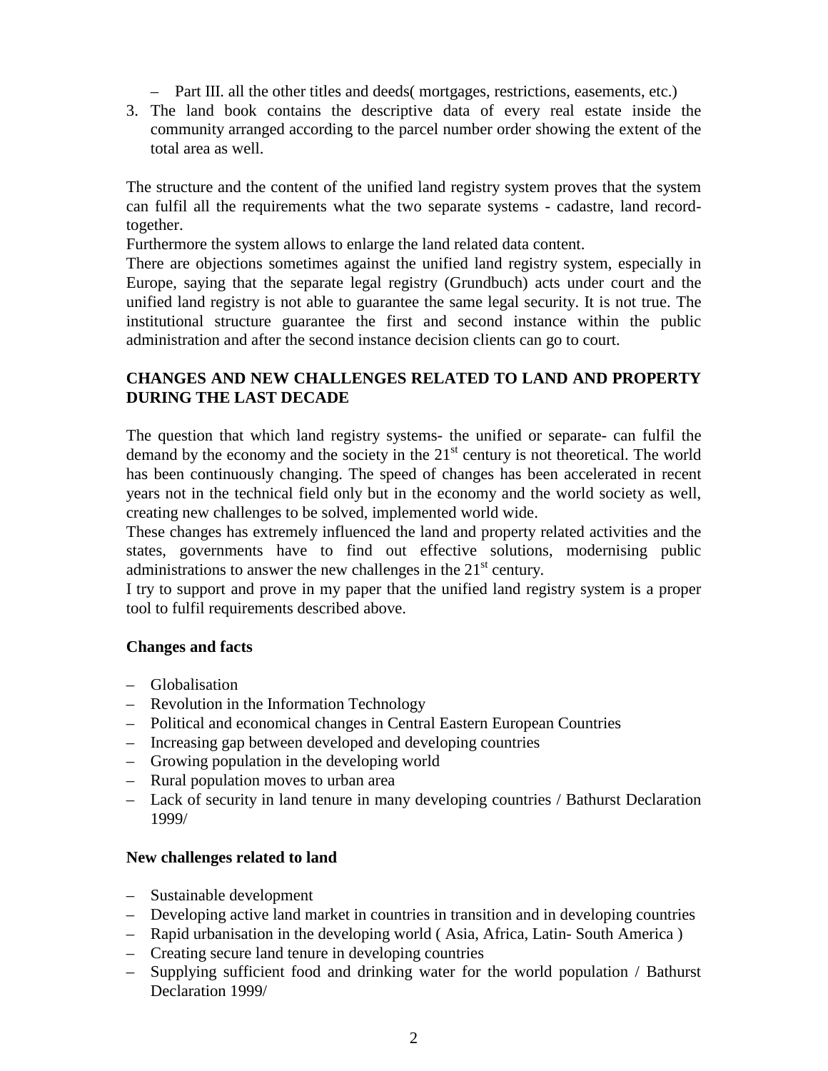- Part III. all the other titles and deeds( mortgages, restrictions, easements, etc.)
3. The land book contains the descriptive data of every real estate inside the community arranged according to the parcel number order showing the extent of the total area as well.

The structure and the content of the unified land registry system proves that the system can fulfil all the requirements what the two separate systems - cadastre, land record- together.

Furthermore the system allows to enlarge the land related data content.

There are objections sometimes against the unified land registry system, especially in Europe, saying that the separate legal registry (Grundbuch) acts under court and the unified land registry is not able to guarantee the same legal security. It is not true. The institutional structure guarantee the first and second instance within the public administration and after the second instance decision clients can go to court.

## CHANGES AND NEW CHALLENGES RELATED TO LAND AND PROPERTY DURING THE LAST DECADE

The question that which land registry systems- the unified or separate- can fulfil the demand by the economy and the society in the 21st century is not theoretical. The world has been continuously changing. The speed of changes has been accelerated in recent years not in the technical field only but in the economy and the world society as well, creating new challenges to be solved, implemented world wide.

These changes has extremely influenced the land and property related activities and the states, governments have to find out effective solutions, modernising public administrations to answer the new challenges in the 21st century.

I try to support and prove in my paper that the unified land registry system is a proper tool to fulfil requirements described above.

### Changes and facts

- Globalisation
- Revolution in the Information Technology
- Political and economical changes in Central Eastern European Countries
- Increasing gap between developed and developing countries
- Growing population in the developing world
- Rural population moves to urban area
- Lack of security in land tenure in many developing countries / Bathurst Declaration 1999/

### New challenges related to land

- Sustainable development
- Developing active land market in countries in transition and in developing countries
- Rapid urbanisation in the developing world ( Asia, Africa, Latin- South America )
- Creating secure land tenure in developing countries
- Supplying sufficient food and drinking water for the world population / Bathurst Declaration 1999/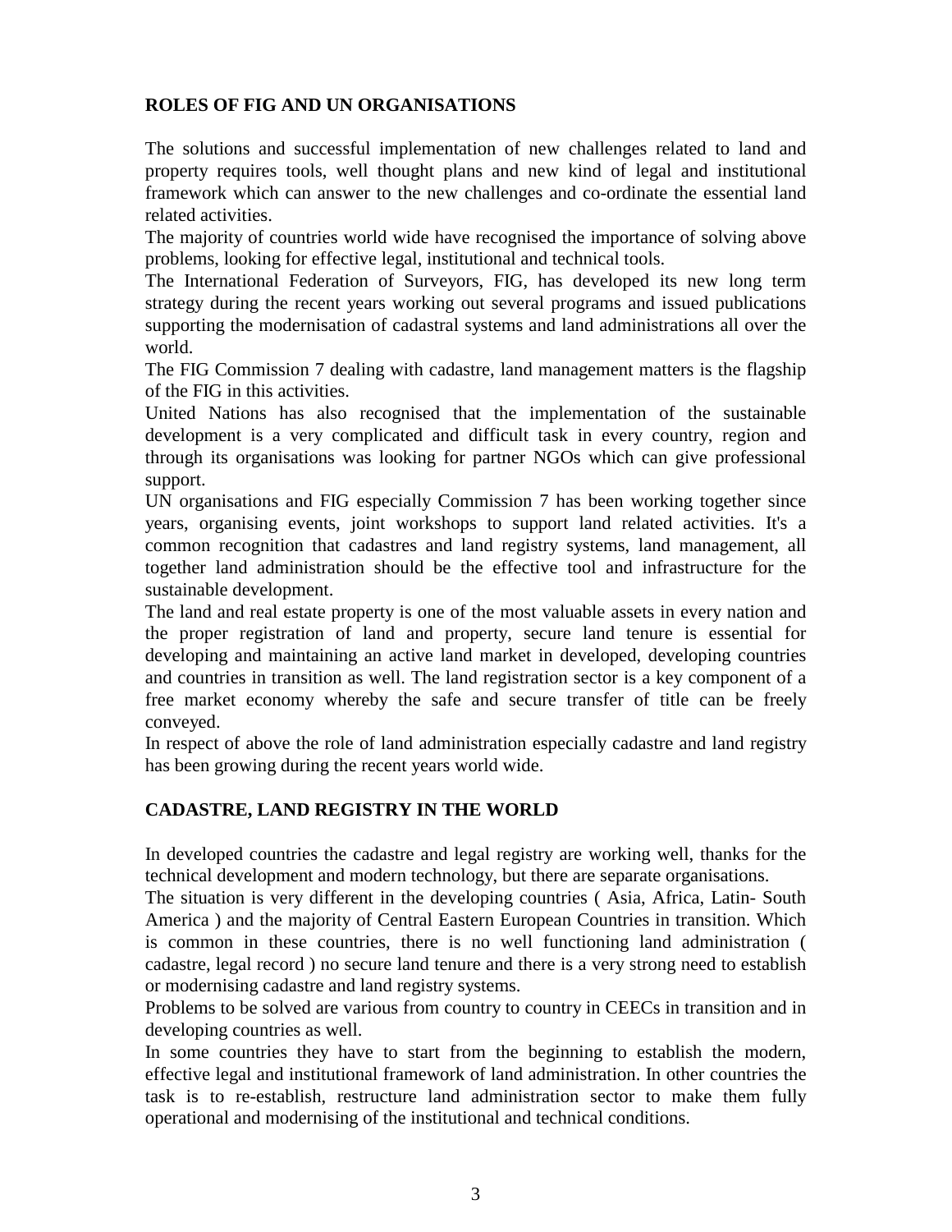## ROLES OF FIG AND UN ORGANISATIONS

The solutions and successful implementation of new challenges related to land and property requires tools, well thought plans and new kind of legal and institutional framework which can answer to the new challenges and co-ordinate the essential land related activities.

The majority of countries world wide have recognised the importance of solving above problems, looking for effective legal, institutional and technical tools.

The International Federation of Surveyors, FIG, has developed its new long term strategy during the recent years working out several programs and issued publications supporting the modernisation of cadastral systems and land administrations all over the world.

The FIG Commission 7 dealing with cadastre, land management matters is the flagship of the FIG in this activities.

United Nations has also recognised that the implementation of the sustainable development is a very complicated and difficult task in every country, region and through its organisations was looking for partner NGOs which can give professional support.

UN organisations and FIG especially Commission 7 has been working together since years, organising events, joint workshops to support land related activities. It's a common recognition that cadastres and land registry systems, land management, all together land administration should be the effective tool and infrastructure for the sustainable development.

The land and real estate property is one of the most valuable assets in every nation and the proper registration of land and property, secure land tenure is essential for developing and maintaining an active land market in developed, developing countries and countries in transition as well. The land registration sector is a key component of a free market economy whereby the safe and secure transfer of title can be freely conveyed.

In respect of above the role of land administration especially cadastre and land registry has been growing during the recent years world wide.

## CADASTRE, LAND REGISTRY IN THE WORLD

In developed countries the cadastre and legal registry are working well, thanks for the technical development and modern technology, but there are separate organisations.

The situation is very different in the developing countries ( Asia, Africa, Latin- South America ) and the majority of Central Eastern European Countries in transition. Which is common in these countries, there is no well functioning land administration ( cadastre, legal record ) no secure land tenure and there is a very strong need to establish or modernising cadastre and land registry systems.

Problems to be solved are various from country to country in CEECs in transition and in developing countries as well.

In some countries they have to start from the beginning to establish the modern, effective legal and institutional framework of land administration. In other countries the task is to re-establish, restructure land administration sector to make them fully operational and modernising of the institutional and technical conditions.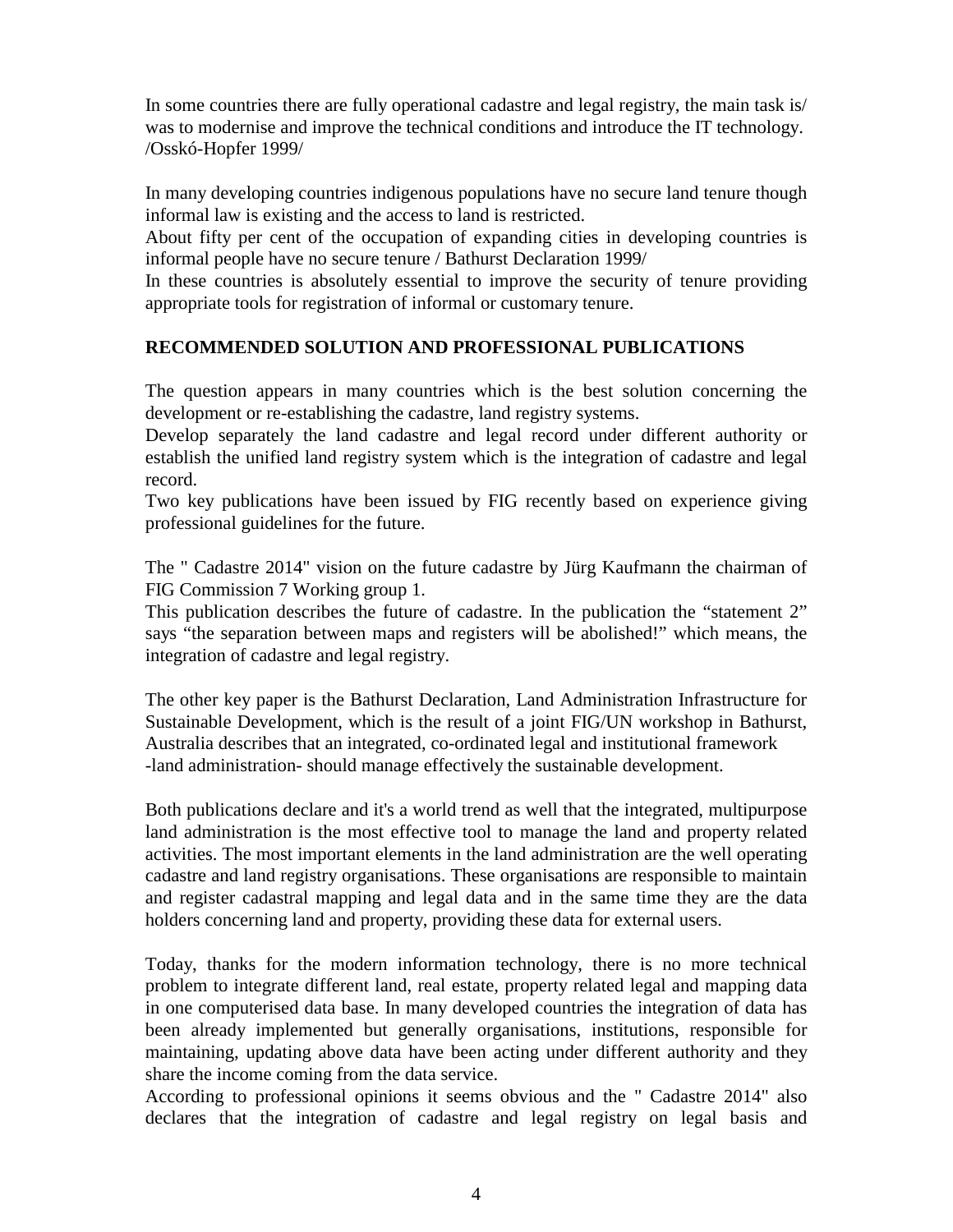In some countries there are fully operational cadastre and legal registry, the main task is/ was to modernise and improve the technical conditions and introduce the IT technology. /Osskó-Hopfer 1999/

In many developing countries indigenous populations have no secure land tenure though informal law is existing and the access to land is restricted.
About fifty per cent of the occupation of expanding cities in developing countries is informal people have no secure tenure / Bathurst Declaration 1999/
In these countries is absolutely essential to improve the security of tenure providing appropriate tools for registration of informal or customary tenure.

## RECOMMENDED SOLUTION AND PROFESSIONAL PUBLICATIONS

The question appears in many countries which is the best solution concerning the development or re-establishing the cadastre, land registry systems.
Develop separately the land cadastre and legal record under different authority or establish the unified land registry system which is the integration of cadastre and legal record.
Two key publications have been issued by FIG recently based on experience giving professional guidelines for the future.

The " Cadastre 2014" vision on the future cadastre by Jürg Kaufmann the chairman of FIG Commission 7 Working group 1.
This publication describes the future of cadastre. In the publication the "statement 2" says "the separation between maps and registers will be abolished!" which means, the integration of cadastre and legal registry.

The other key paper is the Bathurst Declaration, Land Administration Infrastructure for Sustainable Development, which is the result of a joint FIG/UN workshop in Bathurst, Australia describes that an integrated, co-ordinated legal and institutional framework -land administration- should manage effectively the sustainable development.

Both publications declare and it's a world trend as well that the integrated, multipurpose land administration is the most effective tool to manage the land and property related activities. The most important elements in the land administration are the well operating cadastre and land registry organisations. These organisations are responsible to maintain and register cadastral mapping and legal data and in the same time they are the data holders concerning land and property, providing these data for external users.

Today, thanks for the modern information technology, there is no more technical problem to integrate different land, real estate, property related legal and mapping data in one computerised data base. In many developed countries the integration of data has been already implemented but generally organisations, institutions, responsible for maintaining, updating above data have been acting under different authority and they share the income coming from the data service.
According to professional opinions it seems obvious and the " Cadastre 2014" also declares that the integration of cadastre and legal registry on legal basis and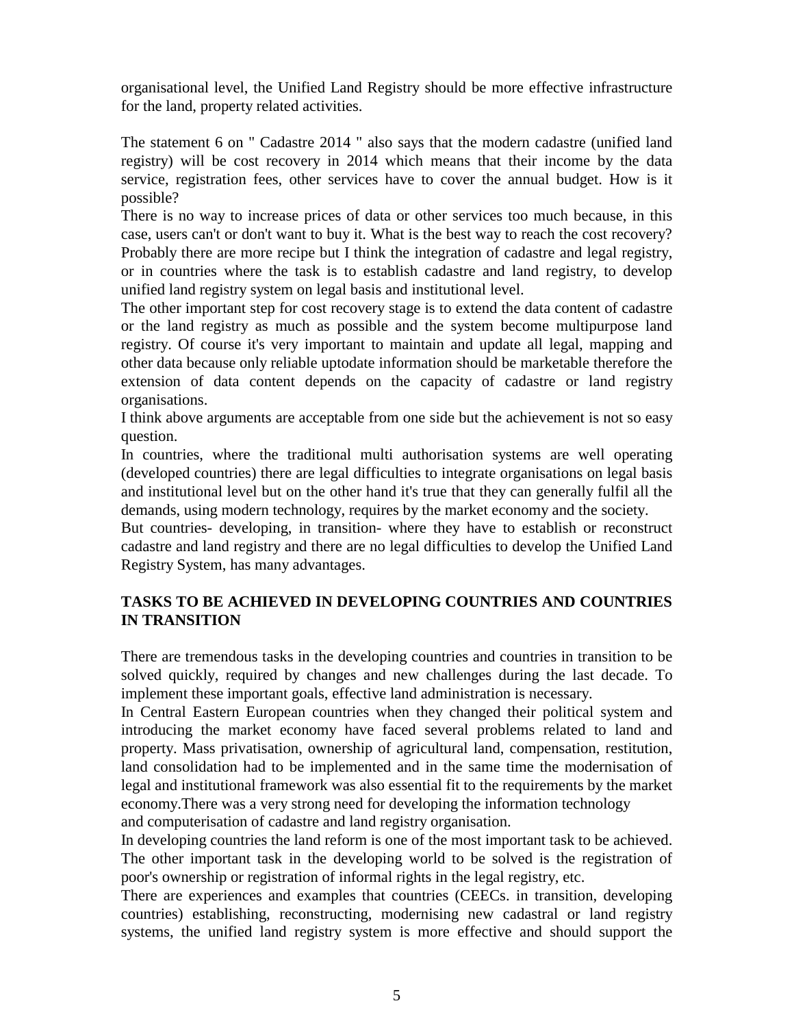organisational level, the Unified Land Registry should be more effective infrastructure for the land, property related activities.

The statement 6 on " Cadastre 2014 " also says that the modern cadastre (unified land registry) will be cost recovery in 2014 which means that their income by the data service, registration fees, other services have to cover the annual budget. How is it possible?

There is no way to increase prices of data or other services too much because, in this case, users can't or don't want to buy it. What is the best way to reach the cost recovery? Probably there are more recipe but I think the integration of cadastre and legal registry, or in countries where the task is to establish cadastre and land registry, to develop unified land registry system on legal basis and institutional level.

The other important step for cost recovery stage is to extend the data content of cadastre or the land registry as much as possible and the system become multipurpose land registry. Of course it's very important to maintain and update all legal, mapping and other data because only reliable uptodate information should be marketable therefore the extension of data content depends on the capacity of cadastre or land registry organisations.

I think above arguments are acceptable from one side but the achievement is not so easy question.

In countries, where the traditional multi authorisation systems are well operating (developed countries) there are legal difficulties to integrate organisations on legal basis and institutional level but on the other hand it's true that they can generally fulfil all the demands, using modern technology, requires by the market economy and the society.

But countries- developing, in transition- where they have to establish or reconstruct cadastre and land registry and there are no legal difficulties to develop the Unified Land Registry System, has many advantages.

## TASKS TO BE ACHIEVED IN DEVELOPING COUNTRIES AND COUNTRIES IN TRANSITION

There are tremendous tasks in the developing countries and countries in transition to be solved quickly, required by changes and new challenges during the last decade. To implement these important goals, effective land administration is necessary.

In Central Eastern European countries when they changed their political system and introducing the market economy have faced several problems related to land and property. Mass privatisation, ownership of agricultural land, compensation, restitution, land consolidation had to be implemented and in the same time the modernisation of legal and institutional framework was also essential fit to the requirements by the market economy.There was a very strong need for developing the information technology and computerisation of cadastre and land registry organisation.

In developing countries the land reform is one of the most important task to be achieved. The other important task in the developing world to be solved is the registration of poor's ownership or registration of informal rights in the legal registry, etc.

There are experiences and examples that countries (CEECs. in transition, developing countries) establishing, reconstructing, modernising new cadastral or land registry systems, the unified land registry system is more effective and should support the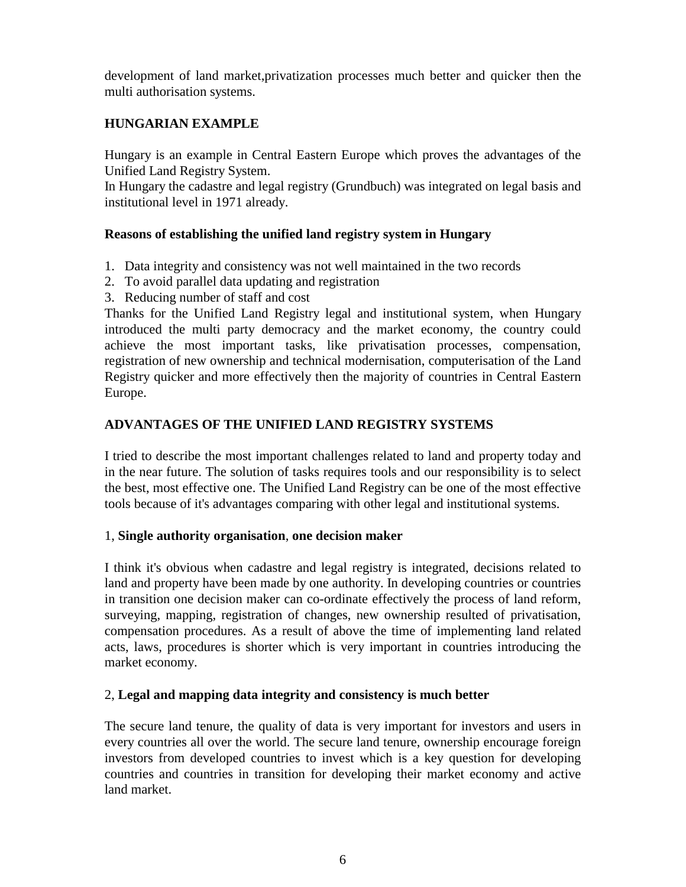development of land market,privatization processes much better and quicker then the multi authorisation systems.

## HUNGARIAN EXAMPLE

Hungary is an example in Central Eastern Europe which proves the advantages of the Unified Land Registry System.

In Hungary the cadastre and legal registry (Grundbuch) was integrated on legal basis and institutional level in 1971 already.

### Reasons of establishing the unified land registry system in Hungary

1. Data integrity and consistency was not well maintained in the two records
2. To avoid parallel data updating and registration
3. Reducing number of staff and cost

Thanks for the Unified Land Registry legal and institutional system, when Hungary introduced the multi party democracy and the market economy, the country could achieve the most important tasks, like privatisation processes, compensation, registration of new ownership and technical modernisation, computerisation of the Land Registry quicker and more effectively then the majority of countries in Central Eastern Europe.

## ADVANTAGES OF THE UNIFIED LAND REGISTRY SYSTEMS

I tried to describe the most important challenges related to land and property today and in the near future. The solution of tasks requires tools and our responsibility is to select the best, most effective one. The Unified Land Registry can be one of the most effective tools because of it's advantages comparing with other legal and institutional systems.

### 1, **Single authority organisation**, **one decision maker**

I think it's obvious when cadastre and legal registry is integrated, decisions related to land and property have been made by one authority. In developing countries or countries in transition one decision maker can co-ordinate effectively the process of land reform, surveying, mapping, registration of changes, new ownership resulted of privatisation, compensation procedures. As a result of above the time of implementing land related acts, laws, procedures is shorter which is very important in countries introducing the market economy.

### 2, **Legal and mapping data integrity and consistency is much better**

The secure land tenure, the quality of data is very important for investors and users in every countries all over the world. The secure land tenure, ownership encourage foreign investors from developed countries to invest which is a key question for developing countries and countries in transition for developing their market economy and active land market.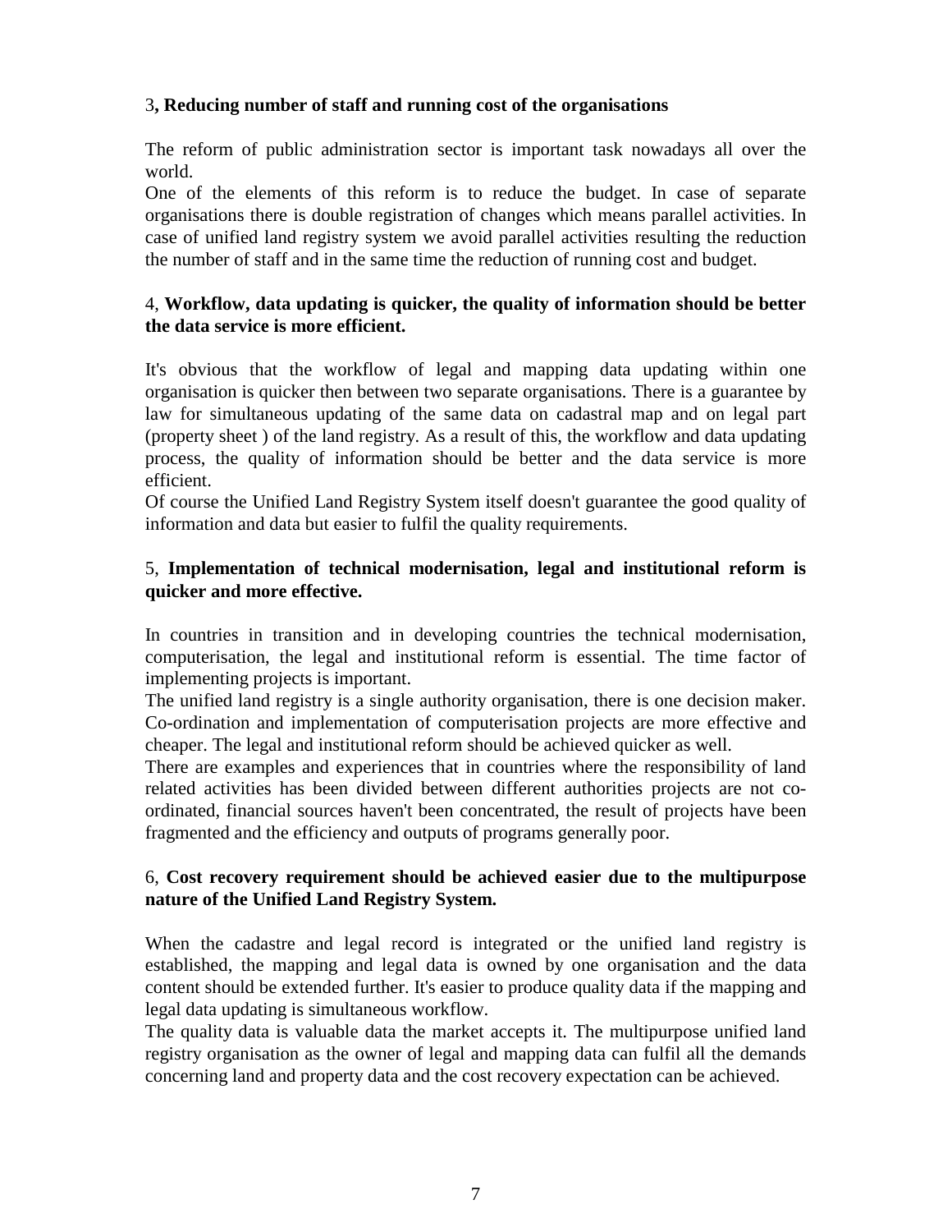3**, Reducing number of staff and running cost of the organisations**

The reform of public administration sector is important task nowadays all over the world.
One of the elements of this reform is to reduce the budget. In case of separate organisations there is double registration of changes which means parallel activities. In case of unified land registry system we avoid parallel activities resulting the reduction the number of staff and in the same time the reduction of running cost and budget.

4, **Workflow, data updating is quicker, the quality of information should be better the data service is more efficient.**

It's obvious that the workflow of legal and mapping data updating within one organisation is quicker then between two separate organisations. There is a guarantee by law for simultaneous updating of the same data on cadastral map and on legal part (property sheet ) of the land registry. As a result of this, the workflow and data updating process, the quality of information should be better and the data service is more efficient.
Of course the Unified Land Registry System itself doesn't guarantee the good quality of information and data but easier to fulfil the quality requirements.

5, **Implementation of technical modernisation, legal and institutional reform is quicker and more effective.**

In countries in transition and in developing countries the technical modernisation, computerisation, the legal and institutional reform is essential. The time factor of implementing projects is important.
The unified land registry is a single authority organisation, there is one decision maker. Co-ordination and implementation of computerisation projects are more effective and cheaper. The legal and institutional reform should be achieved quicker as well.
There are examples and experiences that in countries where the responsibility of land related activities has been divided between different authorities projects are not co-ordinated, financial sources haven't been concentrated, the result of projects have been fragmented and the efficiency and outputs of programs generally poor.

6, **Cost recovery requirement should be achieved easier due to the multipurpose nature of the Unified Land Registry System.**

When the cadastre and legal record is integrated or the unified land registry is established, the mapping and legal data is owned by one organisation and the data content should be extended further. It's easier to produce quality data if the mapping and legal data updating is simultaneous workflow.
The quality data is valuable data the market accepts it. The multipurpose unified land registry organisation as the owner of legal and mapping data can fulfil all the demands concerning land and property data and the cost recovery expectation can be achieved.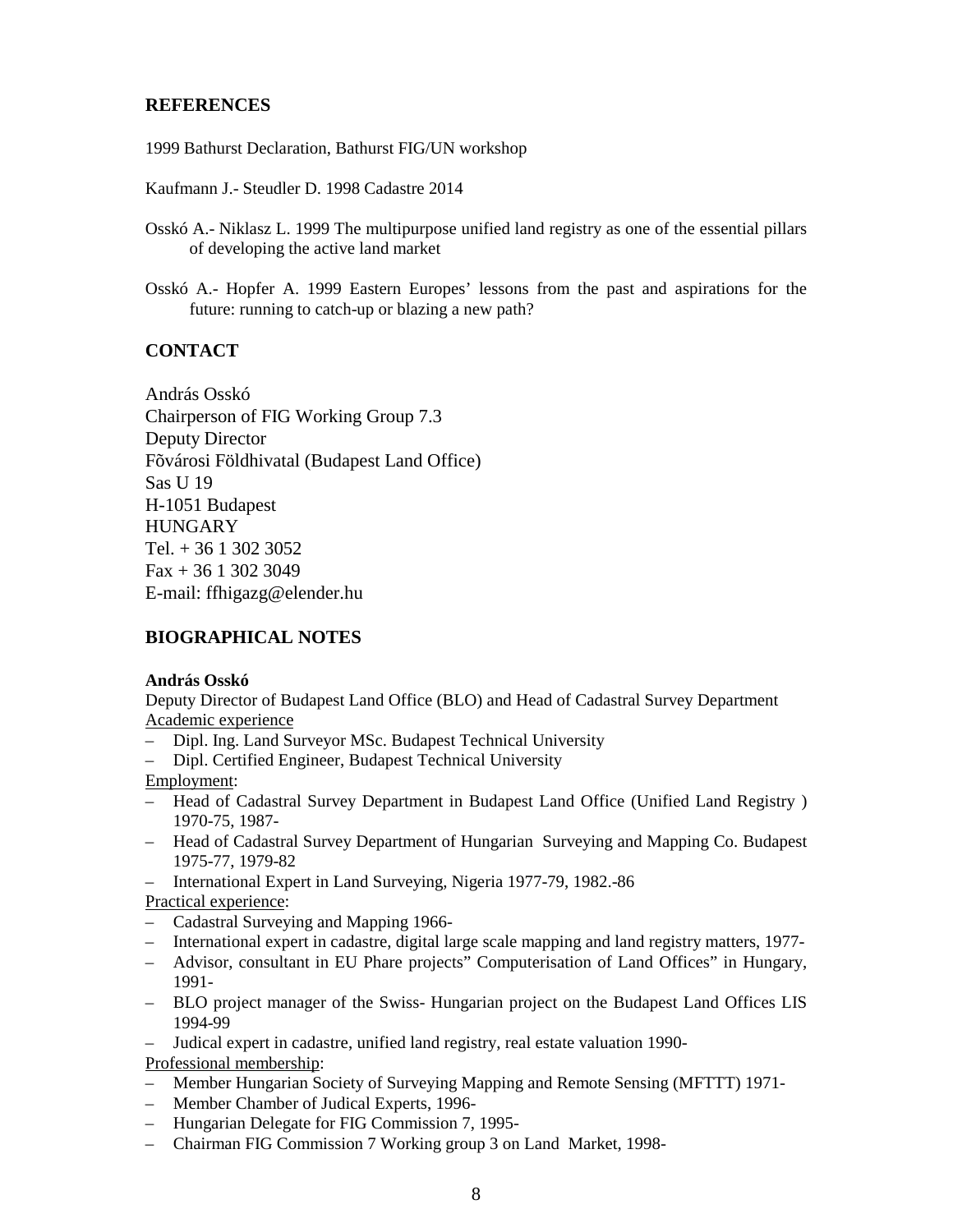## REFERENCES

1999 Bathurst Declaration, Bathurst FIG/UN workshop

Kaufmann J.- Steudler D. 1998 Cadastre 2014

Osskó A.- Niklasz L. 1999 The multipurpose unified land registry as one of the essential pillars of developing the active land market

Osskó A.- Hopfer A. 1999 Eastern Europes' lessons from the past and aspirations for the future: running to catch-up or blazing a new path?

## CONTACT

András Osskó
Chairperson of FIG Working Group 7.3
Deputy Director
Fõvárosi Földhivatal (Budapest Land Office)
Sas U 19
H-1051 Budapest
HUNGARY
Tel. + 36 1 302 3052
Fax + 36 1 302 3049
E-mail: ffhigazg@elender.hu

## BIOGRAPHICAL NOTES

**András Osskó**

Deputy Director of Budapest Land Office (BLO) and Head of Cadastral Survey Department

Academic experience

- Dipl. Ing. Land Surveyor MSc. Budapest Technical University
- Dipl. Certified Engineer, Budapest Technical University

Employment:

- Head of Cadastral Survey Department in Budapest Land Office (Unified Land Registry ) 1970-75, 1987-
- Head of Cadastral Survey Department of Hungarian Surveying and Mapping Co. Budapest 1975-77, 1979-82
- International Expert in Land Surveying, Nigeria 1977-79, 1982.-86

Practical experience:

- Cadastral Surveying and Mapping 1966-
- International expert in cadastre, digital large scale mapping and land registry matters, 1977-
- Advisor, consultant in EU Phare projects" Computerisation of Land Offices" in Hungary, 1991-
- BLO project manager of the Swiss- Hungarian project on the Budapest Land Offices LIS 1994-99
- Judical expert in cadastre, unified land registry, real estate valuation 1990-

Professional membership:

- Member Hungarian Society of Surveying Mapping and Remote Sensing (MFTTT) 1971-
- Member Chamber of Judical Experts, 1996-
- Hungarian Delegate for FIG Commission 7, 1995-
- Chairman FIG Commission 7 Working group 3 on Land Market, 1998-